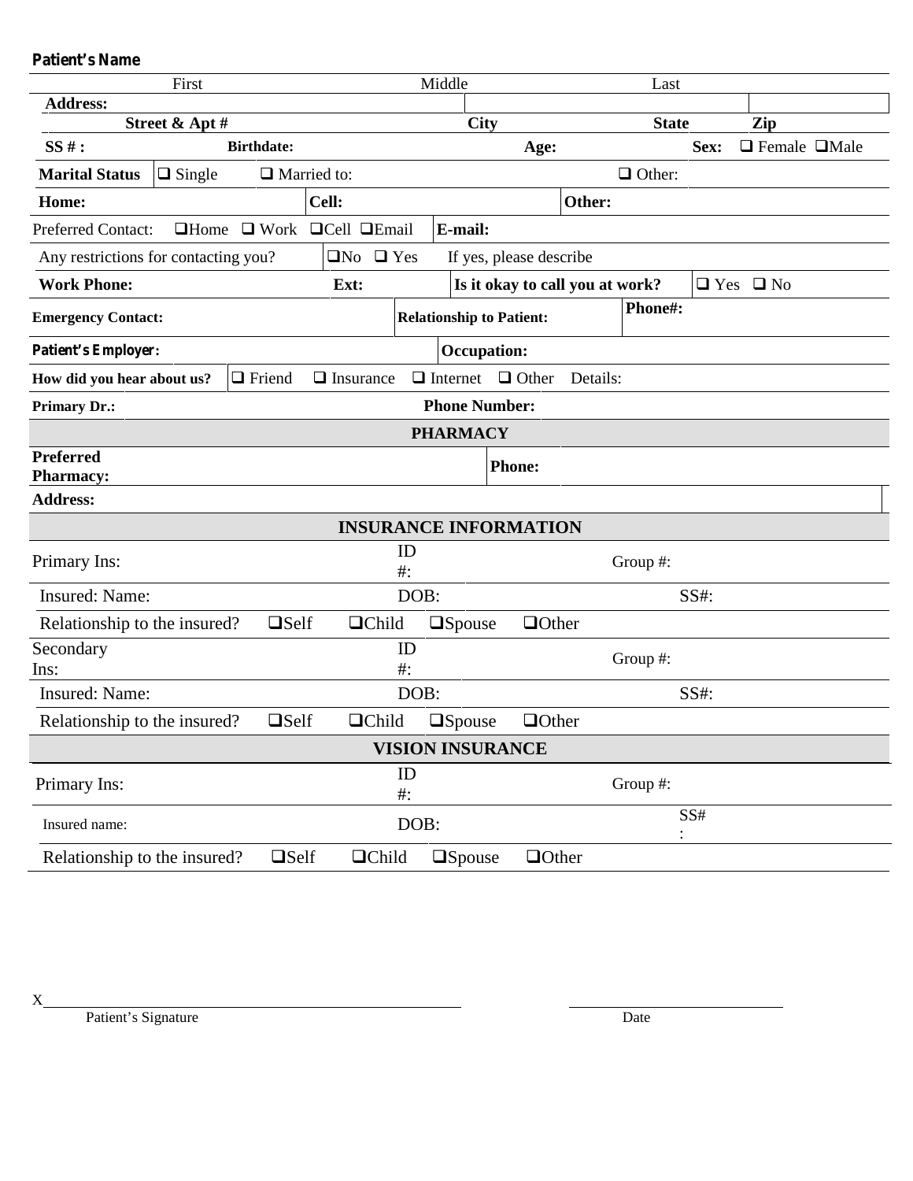**Patient's Name**

| First | Middle | Last |
|---|---|---|

| **Address:** | | | |
|---|---|---|---|
| **Street & Apt #** | **City** | **State** | **Zip** |

**SS # :** **Birthdate:** **Age:** **Sex:** ❑ Female ❑Male

**Marital Status** ❑ Single ❑ Married to: ❑ Other:

**Home:** **Cell:** **Other:**

Preferred Contact: ❑Home ❑ Work ❑Cell ❑Email **E-mail:**

Any restrictions for contacting you? ❑No ❑ Yes If yes, please describe

**Work Phone:** **Ext:** **Is it okay to call you at work?** ❑ Yes ❑ No

**Emergency Contact:** **Relationship to Patient:** **Phone#:**

**Patient's Employer:** **Occupation:**

**How did you hear about us?** ❑ Friend ❑ Insurance ❑ Internet ❑ Other Details:

**Primary Dr.:** **Phone Number:**

## PHARMACY

**Preferred Pharmacy:** **Phone:**

**Address:**

## INSURANCE INFORMATION

Primary Ins: ID #: Group #:

Insured: Name: DOB: SS#:

Relationship to the insured? ❑Self ❑Child ❑Spouse ❑Other

Secondary Ins: ID #: Group #:

Insured: Name: DOB: SS#:

Relationship to the insured? ❑Self ❑Child ❑Spouse ❑Other

## VISION INSURANCE

Primary Ins: ID #: Group #:

Insured name: DOB: SS# :

Relationship to the insured? ❑Self ❑Child ❑Spouse ❑Other

X\_\_\_\_\_\_\_\_\_\_\_\_\_\_\_\_\_\_\_\_\_\_\_\_\_\_\_\_\_\_\_\_\_\_\_\_\_\_\_\_ \_\_\_\_\_\_\_\_\_\_\_\_\_\_\_\_\_\_\_\_

Patient's Signature Date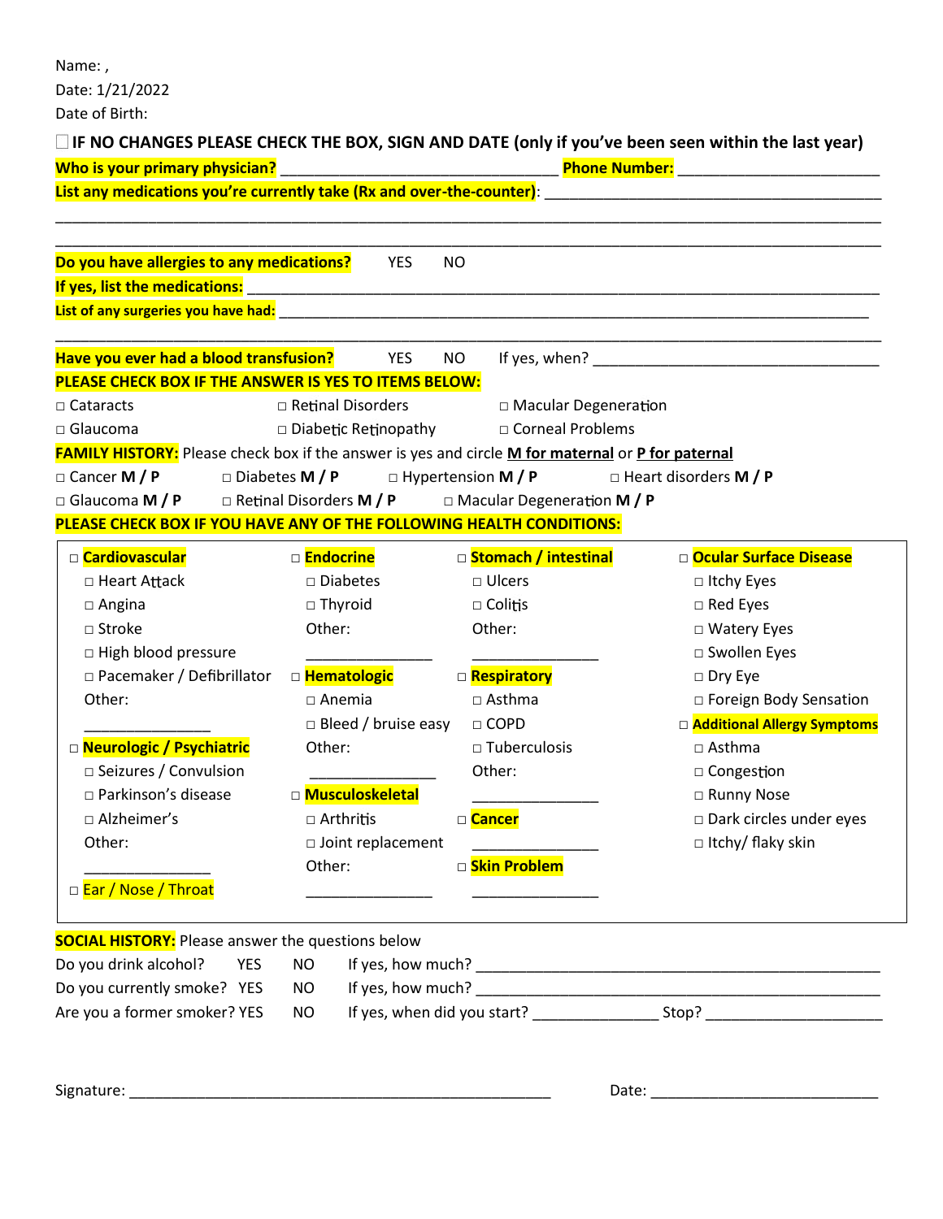Name: ,
Date: 1/21/2022
Date of Birth:

☐ **IF NO CHANGES PLEASE CHECK THE BOX, SIGN AND DATE (only if you've been seen within the last year)**

**Who is your primary physician?** _______________________________ **Phone Number:** ______________________

**List any medications you're currently take (Rx and over-the-counter)**: ______________________________________

_____________________________________________________________________________________________

_____________________________________________________________________________________________

**Do you have allergies to any medications?** YES NO

**If yes, list the medications:** ______________________________________________________________________

**List of any surgeries you have had:** _________________________________________________________________

_____________________________________________________________________________________________

**Have you ever had a blood transfusion?** YES NO If yes, when? _________________________________

**PLEASE CHECK BOX IF THE ANSWER IS YES TO ITEMS BELOW:**

□ Cataracts □ Retinal Disorders □ Macular Degeneration
□ Glaucoma □ Diabetic Retinopathy □ Corneal Problems

**FAMILY HISTORY:** Please check box if the answer is yes and circle **M for maternal** or **P for paternal**

□ Cancer **M / P** □ Diabetes **M / P** □ Hypertension **M / P** □ Heart disorders **M / P**
□ Glaucoma **M / P** □ Retinal Disorders **M / P** □ Macular Degeneration **M / P**

**PLEASE CHECK BOX IF YOU HAVE ANY OF THE FOLLOWING HEALTH CONDITIONS:**

□ **Cardiovascular**
- □ Heart Attack
- □ Angina
- □ Stroke
- □ High blood pressure
- □ Pacemaker / Defibrillator
- Other: _______________

□ **Neurologic / Psychiatric**
- □ Seizures / Convulsion
- □ Parkinson's disease
- □ Alzheimer's
- Other: _______________

□ **Ear / Nose / Throat**

□ **Endocrine**
- □ Diabetes
- □ Thyroid
- Other: _______________

□ **Hematologic**
- □ Anemia
- □ Bleed / bruise easy
- Other: _______________

□ **Musculoskeletal**
- □ Arthritis
- □ Joint replacement
- Other: _______________

□ **Stomach / intestinal**
- □ Ulcers
- □ Colitis
- Other: _______________

□ **Respiratory**
- □ Asthma
- □ COPD
- □ Tuberculosis
- Other: _______________

□ **Cancer** _______________

□ **Skin Problem** _______________

□ **Ocular Surface Disease**
- □ Itchy Eyes
- □ Red Eyes
- □ Watery Eyes
- □ Swollen Eyes
- □ Dry Eye
- □ Foreign Body Sensation

□ **Additional Allergy Symptoms**
- □ Asthma
- □ Congestion
- □ Runny Nose
- □ Dark circles under eyes
- □ Itchy/ flaky skin

**SOCIAL HISTORY:** Please answer the questions below

Do you drink alcohol? YES NO If yes, how much? _____________________________________________

Do you currently smoke? YES NO If yes, how much? _____________________________________________

Are you a former smoker? YES NO If yes, when did you start? _______________ Stop? ____________________

Signature: ________________________________________________ Date: __________________________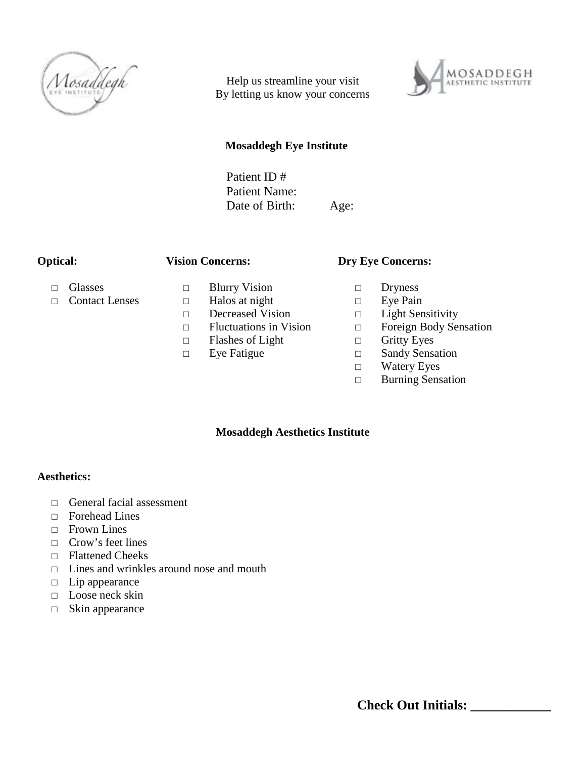Help us streamline your visit
By letting us know your concerns

## Mosaddegh Eye Institute

Patient ID #
Patient Name:
Date of Birth: Age:

**Optical:**

- □ Glasses
- □ Contact Lenses

**Vision Concerns:**

- □ Blurry Vision
- □ Halos at night
- □ Decreased Vision
- □ Fluctuations in Vision
- □ Flashes of Light
- □ Eye Fatigue

**Dry Eye Concerns:**

- □ Dryness
- □ Eye Pain
- □ Light Sensitivity
- □ Foreign Body Sensation
- □ Gritty Eyes
- □ Sandy Sensation
- □ Watery Eyes
- □ Burning Sensation

## Mosaddegh Aesthetics Institute

**Aesthetics:**

- □ General facial assessment
- □ Forehead Lines
- □ Frown Lines
- □ Crow's feet lines
- □ Flattened Cheeks
- □ Lines and wrinkles around nose and mouth
- □ Lip appearance
- □ Loose neck skin
- □ Skin appearance

**Check Out Initials: ____________**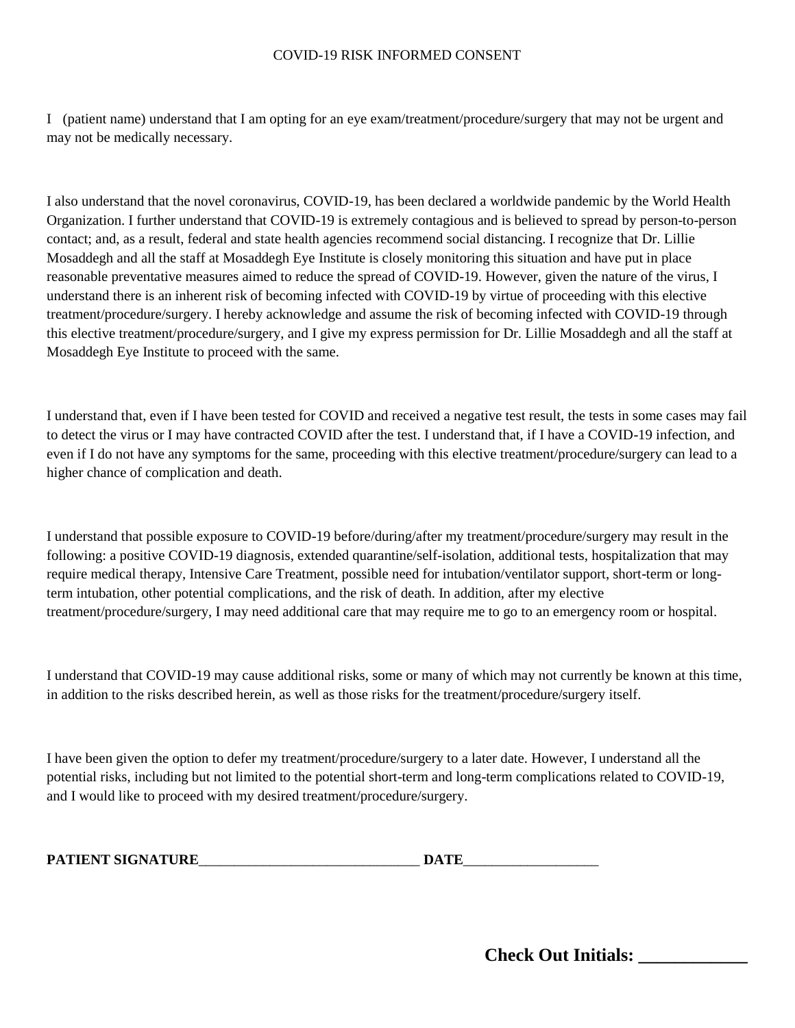# COVID-19 RISK INFORMED CONSENT

I (patient name) understand that I am opting for an eye exam/treatment/procedure/surgery that may not be urgent and may not be medically necessary.

I also understand that the novel coronavirus, COVID-19, has been declared a worldwide pandemic by the World Health Organization. I further understand that COVID-19 is extremely contagious and is believed to spread by person-to-person contact; and, as a result, federal and state health agencies recommend social distancing. I recognize that Dr. Lillie Mosaddegh and all the staff at Mosaddegh Eye Institute is closely monitoring this situation and have put in place reasonable preventative measures aimed to reduce the spread of COVID-19. However, given the nature of the virus, I understand there is an inherent risk of becoming infected with COVID-19 by virtue of proceeding with this elective treatment/procedure/surgery. I hereby acknowledge and assume the risk of becoming infected with COVID-19 through this elective treatment/procedure/surgery, and I give my express permission for Dr. Lillie Mosaddegh and all the staff at Mosaddegh Eye Institute to proceed with the same.

I understand that, even if I have been tested for COVID and received a negative test result, the tests in some cases may fail to detect the virus or I may have contracted COVID after the test. I understand that, if I have a COVID-19 infection, and even if I do not have any symptoms for the same, proceeding with this elective treatment/procedure/surgery can lead to a higher chance of complication and death.

I understand that possible exposure to COVID-19 before/during/after my treatment/procedure/surgery may result in the following: a positive COVID-19 diagnosis, extended quarantine/self-isolation, additional tests, hospitalization that may require medical therapy, Intensive Care Treatment, possible need for intubation/ventilator support, short-term or long-term intubation, other potential complications, and the risk of death. In addition, after my elective treatment/procedure/surgery, I may need additional care that may require me to go to an emergency room or hospital.

I understand that COVID-19 may cause additional risks, some or many of which may not currently be known at this time, in addition to the risks described herein, as well as those risks for the treatment/procedure/surgery itself.

I have been given the option to defer my treatment/procedure/surgery to a later date. However, I understand all the potential risks, including but not limited to the potential short-term and long-term complications related to COVID-19, and I would like to proceed with my desired treatment/procedure/surgery.

**PATIENT SIGNATURE**_______________________________ **DATE**___________________

**Check Out Initials: ____________**